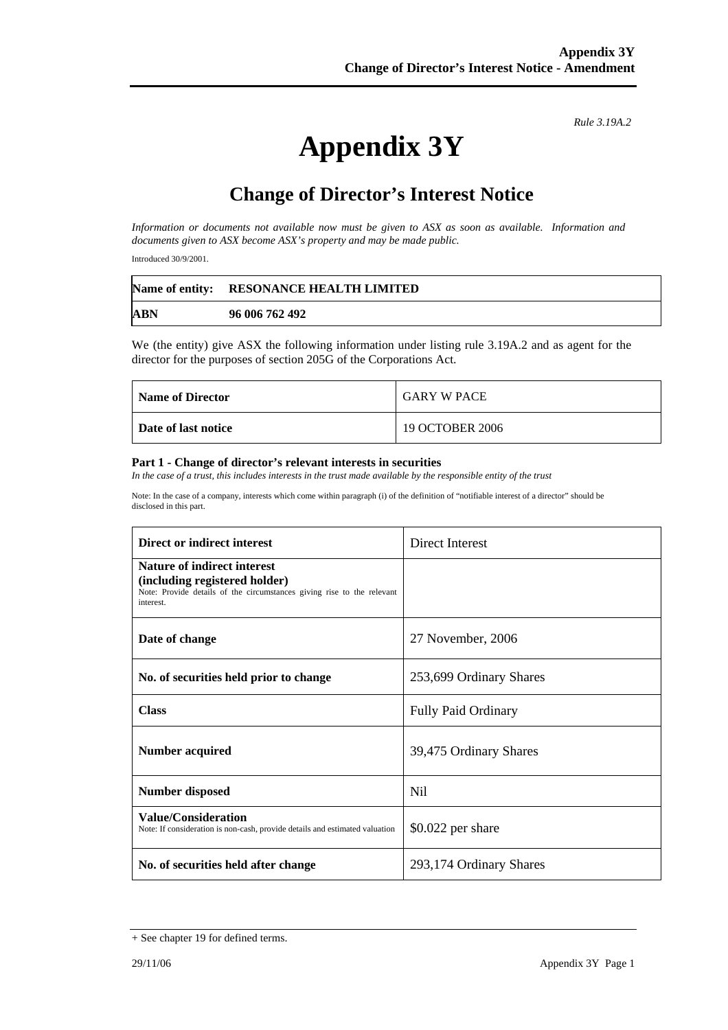*Rule 3.19A.2*

# Appendix 3Y

## Change of Director's Interest Notice

*Information or documents not available now must be given to ASX as soon as available. Information and documents given to ASX become ASX's property and may be made public.*

Introduced 30/9/2001.

| **Name of entity:** | **RESONANCE HEALTH LIMITED** |
|---|---|
| **ABN** | **96 006 762 492** |

We (the entity) give ASX the following information under listing rule 3.19A.2 and as agent for the director for the purposes of section 205G of the Corporations Act.

| **Name of Director** | GARY W PACE |
|---|---|
| **Date of last notice** | 19 OCTOBER 2006 |

**Part 1 - Change of director's relevant interests in securities**

*In the case of a trust, this includes interests in the trust made available by the responsible entity of the trust*

Note: In the case of a company, interests which come within paragraph (i) of the definition of "notifiable interest of a director" should be disclosed in this part.

| **Direct or indirect interest** | Direct Interest |
|---|---|
| **Nature of indirect interest (including registered holder)** Note: Provide details of the circumstances giving rise to the relevant interest. | |
| **Date of change** | 27 November, 2006 |
| **No. of securities held prior to change** | 253,699 Ordinary Shares |
| **Class** | Fully Paid Ordinary |
| **Number acquired** | 39,475 Ordinary Shares |
| **Number disposed** | Nil |
| **Value/Consideration** Note: If consideration is non-cash, provide details and estimated valuation | $0.022 per share |
| **No. of securities held after change** | 293,174 Ordinary Shares |

+ See chapter 19 for defined terms.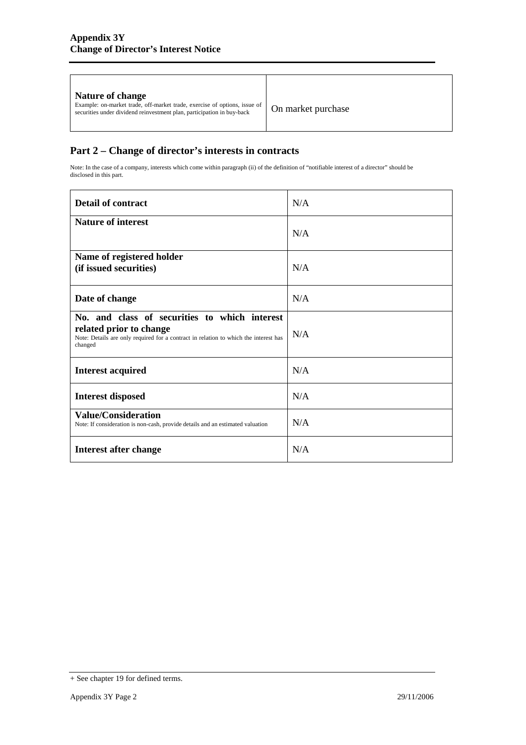| **Nature of change**<br>Example: on-market trade, off-market trade, exercise of options, issue of securities under dividend reinvestment plan, participation in buy-back | On market purchase |
|---|---|

## Part 2 – Change of director's interests in contracts

Note: In the case of a company, interests which come within paragraph (ii) of the definition of "notifiable interest of a director" should be disclosed in this part.

| **Detail of contract** | N/A |
|---|---|
| **Nature of interest** | N/A |
| **Name of registered holder (if issued securities)** | N/A |
| **Date of change** | N/A |
| **No. and class of securities to which interest related prior to change**<br>Note: Details are only required for a contract in relation to which the interest has changed | N/A |
| **Interest acquired** | N/A |
| **Interest disposed** | N/A |
| **Value/Consideration**<br>Note: If consideration is non-cash, provide details and an estimated valuation | N/A |
| **Interest after change** | N/A |

+ See chapter 19 for defined terms.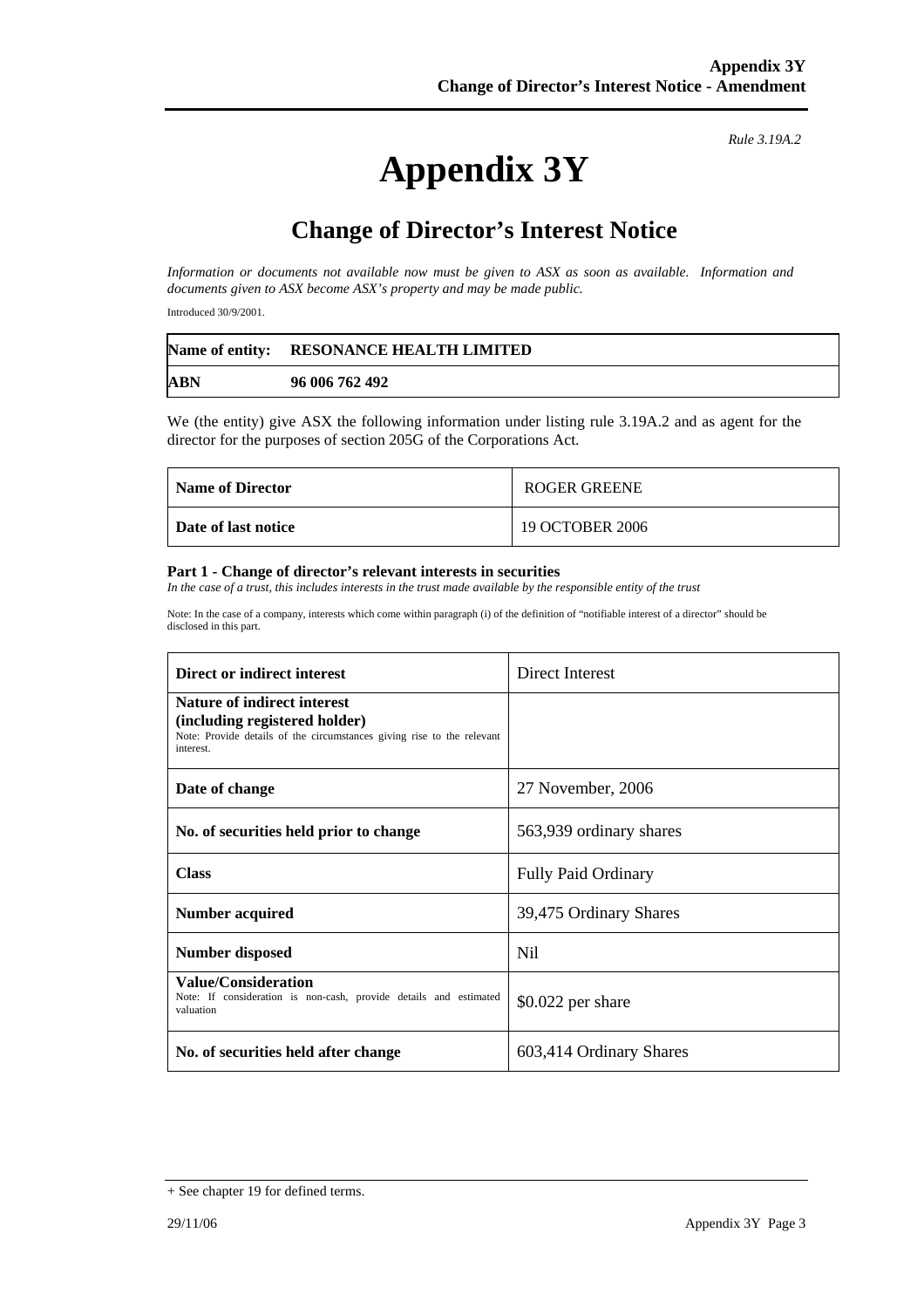*Rule 3.19A.2*

# Appendix 3Y

## Change of Director's Interest Notice

*Information or documents not available now must be given to ASX as soon as available. Information and documents given to ASX become ASX's property and may be made public.*

Introduced 30/9/2001.

| Name of entity: | RESONANCE HEALTH LIMITED |
|---|---|
| ABN | 96 006 762 492 |

We (the entity) give ASX the following information under listing rule 3.19A.2 and as agent for the director for the purposes of section 205G of the Corporations Act.

| Name of Director | ROGER GREENE |
|---|---|
| Date of last notice | 19 OCTOBER 2006 |

**Part 1 - Change of director's relevant interests in securities**

*In the case of a trust, this includes interests in the trust made available by the responsible entity of the trust*

Note: In the case of a company, interests which come within paragraph (i) of the definition of "notifiable interest of a director" should be disclosed in this part.

| Direct or indirect interest | Direct Interest |
|---|---|
| **Nature of indirect interest (including registered holder)** Note: Provide details of the circumstances giving rise to the relevant interest. | |
| **Date of change** | 27 November, 2006 |
| **No. of securities held prior to change** | 563,939 ordinary shares |
| **Class** | Fully Paid Ordinary |
| **Number acquired** | 39,475 Ordinary Shares |
| **Number disposed** | Nil |
| **Value/Consideration** Note: If consideration is non-cash, provide details and estimated valuation | $0.022 per share |
| **No. of securities held after change** | 603,414 Ordinary Shares |

+ See chapter 19 for defined terms.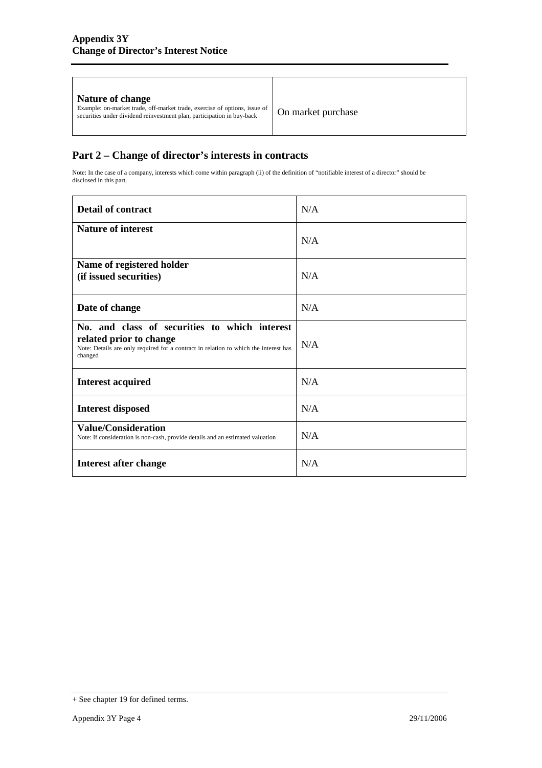| **Nature of change**<br>Example: on-market trade, off-market trade, exercise of options, issue of securities under dividend reinvestment plan, participation in buy-back | On market purchase |
|---|---|

## Part 2 – Change of director's interests in contracts

Note: In the case of a company, interests which come within paragraph (ii) of the definition of "notifiable interest of a director" should be disclosed in this part.

| | |
|---|---|
| **Detail of contract** | N/A |
| **Nature of interest** | N/A |
| **Name of registered holder (if issued securities)** | N/A |
| **Date of change** | N/A |
| **No. and class of securities to which interest related prior to change**<br>Note: Details are only required for a contract in relation to which the interest has changed | N/A |
| **Interest acquired** | N/A |
| **Interest disposed** | N/A |
| **Value/Consideration**<br>Note: If consideration is non-cash, provide details and an estimated valuation | N/A |
| **Interest after change** | N/A |

+ See chapter 19 for defined terms.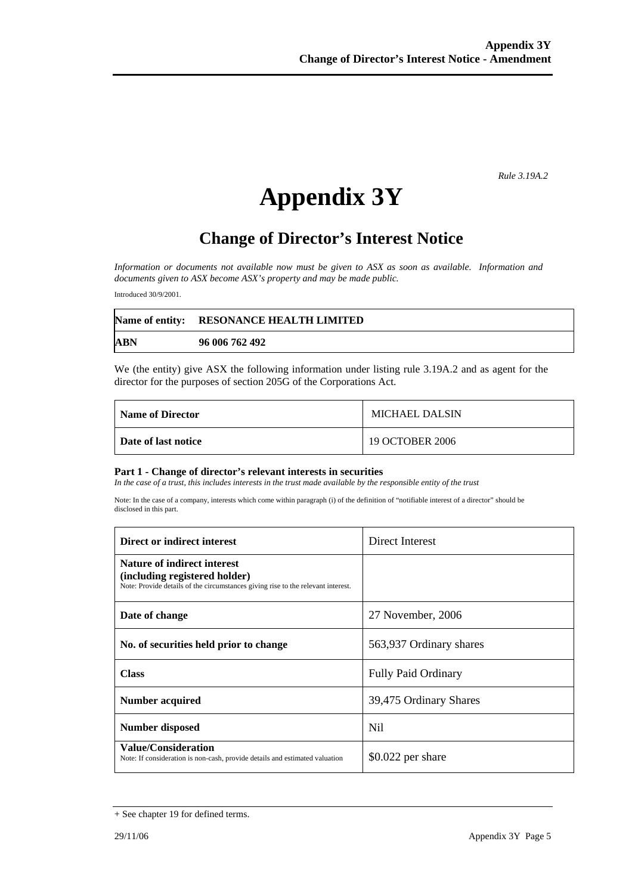*Rule 3.19A.2*

# Appendix 3Y

## Change of Director's Interest Notice

*Information or documents not available now must be given to ASX as soon as available. Information and documents given to ASX become ASX's property and may be made public.*

Introduced 30/9/2001.

| **Name of entity:** | **RESONANCE HEALTH LIMITED** |
|---|---|
| **ABN** | **96 006 762 492** |

We (the entity) give ASX the following information under listing rule 3.19A.2 and as agent for the director for the purposes of section 205G of the Corporations Act.

| **Name of Director** | MICHAEL DALSIN |
|---|---|
| **Date of last notice** | 19 OCTOBER 2006 |

**Part 1 - Change of director's relevant interests in securities**

*In the case of a trust, this includes interests in the trust made available by the responsible entity of the trust*

Note: In the case of a company, interests which come within paragraph (i) of the definition of "notifiable interest of a director" should be disclosed in this part.

| **Direct or indirect interest** | Direct Interest |
|---|---|
| **Nature of indirect interest (including registered holder)** Note: Provide details of the circumstances giving rise to the relevant interest. | |
| **Date of change** | 27 November, 2006 |
| **No. of securities held prior to change** | 563,937 Ordinary shares |
| **Class** | Fully Paid Ordinary |
| **Number acquired** | 39,475 Ordinary Shares |
| **Number disposed** | Nil |
| **Value/Consideration** Note: If consideration is non-cash, provide details and estimated valuation | $0.022 per share |

+ See chapter 19 for defined terms.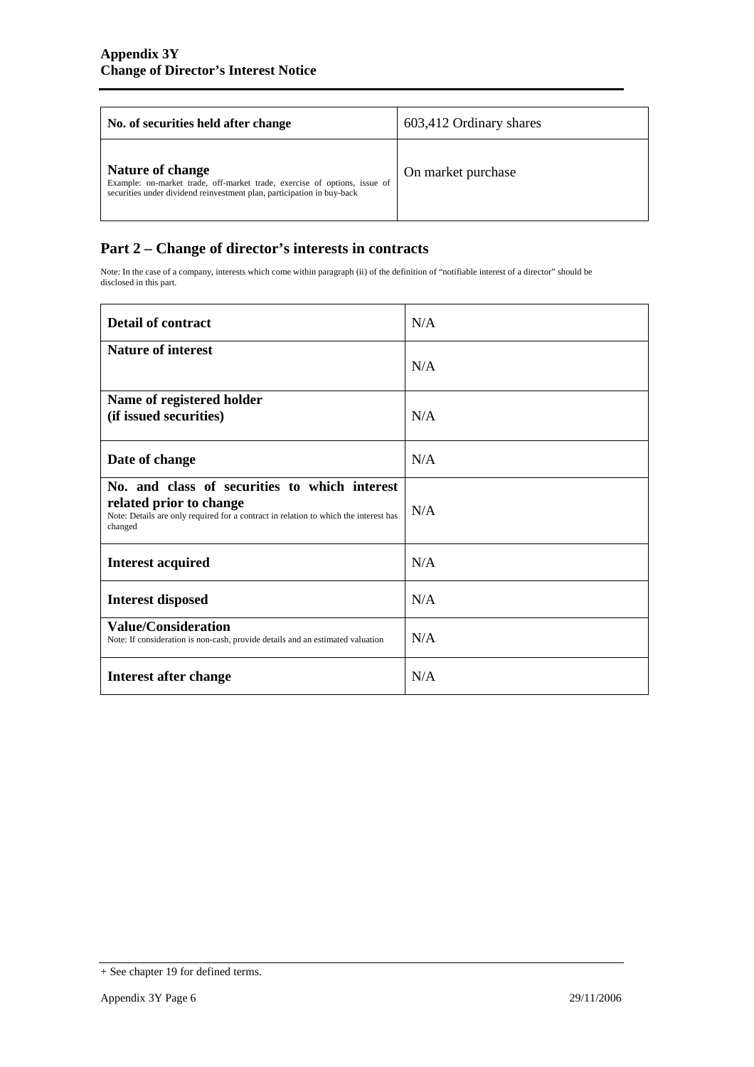| | |
|---|---|
| **No. of securities held after change** | 603,412 Ordinary shares |
| **Nature of change**<br>Example: on-market trade, off-market trade, exercise of options, issue of securities under dividend reinvestment plan, participation in buy-back | On market purchase |

## Part 2 – Change of director's interests in contracts

Note: In the case of a company, interests which come within paragraph (ii) of the definition of "notifiable interest of a director" should be disclosed in this part.

| | |
|---|---|
| **Detail of contract** | N/A |
| **Nature of interest** | N/A |
| **Name of registered holder (if issued securities)** | N/A |
| **Date of change** | N/A |
| **No. and class of securities to which interest related prior to change**<br>Note: Details are only required for a contract in relation to which the interest has changed | N/A |
| **Interest acquired** | N/A |
| **Interest disposed** | N/A |
| **Value/Consideration**<br>Note: If consideration is non-cash, provide details and an estimated valuation | N/A |
| **Interest after change** | N/A |

+ See chapter 19 for defined terms.